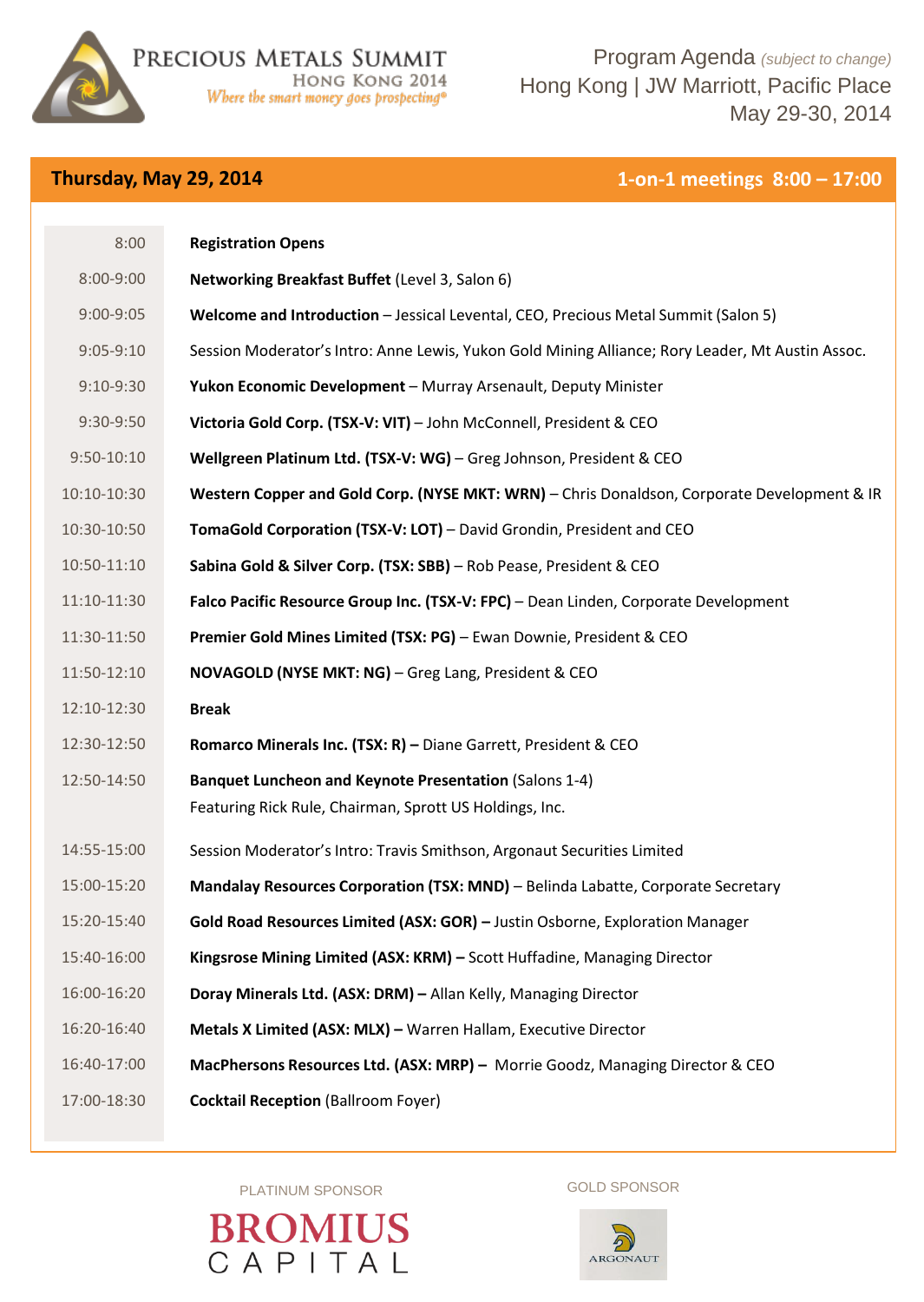# PRECIOUS METALS SUMMIT
## HONG KONG 2014
*Where the smart money goes prospecting®*

Program Agenda *(subject to change)*
Hong Kong | JW Marriott, Pacific Place
May 29-30, 2014

## Thursday, May 29, 2014 — 1-on-1 meetings 8:00 – 17:00

| Time | Event |
|---|---|
| 8:00 | **Registration Opens** |
| 8:00-9:00 | **Networking Breakfast Buffet** (Level 3, Salon 6) |
| 9:00-9:05 | **Welcome and Introduction** – Jessical Levental, CEO, Precious Metal Summit (Salon 5) |
| 9:05-9:10 | Session Moderator's Intro: Anne Lewis, Yukon Gold Mining Alliance; Rory Leader, Mt Austin Assoc. |
| 9:10-9:30 | **Yukon Economic Development** – Murray Arsenault, Deputy Minister |
| 9:30-9:50 | **Victoria Gold Corp. (TSX-V: VIT)** – John McConnell, President & CEO |
| 9:50-10:10 | **Wellgreen Platinum Ltd. (TSX-V: WG)** – Greg Johnson, President & CEO |
| 10:10-10:30 | **Western Copper and Gold Corp. (NYSE MKT: WRN)** – Chris Donaldson, Corporate Development & IR |
| 10:30-10:50 | **TomaGold Corporation (TSX-V: LOT)** – David Grondin, President and CEO |
| 10:50-11:10 | **Sabina Gold & Silver Corp. (TSX: SBB)** – Rob Pease, President & CEO |
| 11:10-11:30 | **Falco Pacific Resource Group Inc. (TSX-V: FPC)** – Dean Linden, Corporate Development |
| 11:30-11:50 | **Premier Gold Mines Limited (TSX: PG)** – Ewan Downie, President & CEO |
| 11:50-12:10 | **NOVAGOLD (NYSE MKT: NG)** – Greg Lang, President & CEO |
| 12:10-12:30 | **Break** |
| 12:30-12:50 | **Romarco Minerals Inc. (TSX: R) –** Diane Garrett, President & CEO |
| 12:50-14:50 | **Banquet Luncheon and Keynote Presentation** (Salons 1-4)<br>Featuring Rick Rule, Chairman, Sprott US Holdings, Inc. |
| 14:55-15:00 | Session Moderator's Intro: Travis Smithson, Argonaut Securities Limited |
| 15:00-15:20 | **Mandalay Resources Corporation (TSX: MND)** – Belinda Labatte, Corporate Secretary |
| 15:20-15:40 | **Gold Road Resources Limited (ASX: GOR) –** Justin Osborne, Exploration Manager |
| 15:40-16:00 | **Kingsrose Mining Limited (ASX: KRM) –** Scott Huffadine, Managing Director |
| 16:00-16:20 | **Doray Minerals Ltd. (ASX: DRM) –** Allan Kelly, Managing Director |
| 16:20-16:40 | **Metals X Limited (ASX: MLX) –** Warren Hallam, Executive Director |
| 16:40-17:00 | **MacPhersons Resources Ltd. (ASX: MRP) –** Morrie Goodz, Managing Director & CEO |
| 17:00-18:30 | **Cocktail Reception** (Ballroom Foyer) |

PLATINUM SPONSOR
BROMIUS CAPITAL

GOLD SPONSOR
ARGONAUT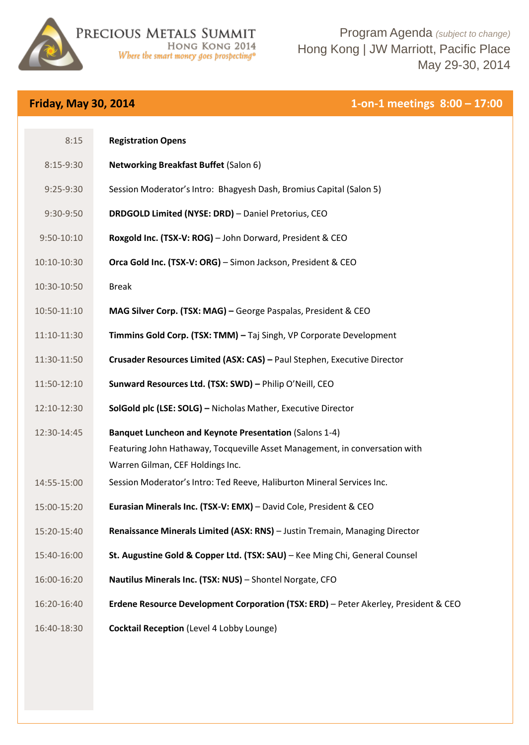**Precious Metals Summit**
Hong Kong 2014
*Where the smart money goes prospecting®*

Program Agenda *(subject to change)*
Hong Kong | JW Marriott, Pacific Place
May 29-30, 2014

## Friday, May 30, 2014 — 1-on-1 meetings 8:00 – 17:00

| | |
|---|---|
| 8:15 | **Registration Opens** |
| 8:15-9:30 | **Networking Breakfast Buffet** (Salon 6) |
| 9:25-9:30 | Session Moderator's Intro: Bhagyesh Dash, Bromius Capital (Salon 5) |
| 9:30-9:50 | **DRDGOLD Limited (NYSE: DRD)** – Daniel Pretorius, CEO |
| 9:50-10:10 | **Roxgold Inc. (TSX-V: ROG)** – John Dorward, President & CEO |
| 10:10-10:30 | **Orca Gold Inc. (TSX-V: ORG)** – Simon Jackson, President & CEO |
| 10:30-10:50 | Break |
| 10:50-11:10 | **MAG Silver Corp. (TSX: MAG) –** George Paspalas, President & CEO |
| 11:10-11:30 | **Timmins Gold Corp. (TSX: TMM) –** Taj Singh, VP Corporate Development |
| 11:30-11:50 | **Crusader Resources Limited (ASX: CAS) –** Paul Stephen, Executive Director |
| 11:50-12:10 | **Sunward Resources Ltd. (TSX: SWD) –** Philip O'Neill, CEO |
| 12:10-12:30 | **SolGold plc (LSE: SOLG) –** Nicholas Mather, Executive Director |
| 12:30-14:45 | **Banquet Luncheon and Keynote Presentation** (Salons 1-4) Featuring John Hathaway, Tocqueville Asset Management, in conversation with Warren Gilman, CEF Holdings Inc. |
| 14:55-15:00 | Session Moderator's Intro: Ted Reeve, Haliburton Mineral Services Inc. |
| 15:00-15:20 | **Eurasian Minerals Inc. (TSX-V: EMX)** – David Cole, President & CEO |
| 15:20-15:40 | **Renaissance Minerals Limited (ASX: RNS)** – Justin Tremain, Managing Director |
| 15:40-16:00 | **St. Augustine Gold & Copper Ltd. (TSX: SAU)** – Kee Ming Chi, General Counsel |
| 16:00-16:20 | **Nautilus Minerals Inc. (TSX: NUS)** – Shontel Norgate, CFO |
| 16:20-16:40 | **Erdene Resource Development Corporation (TSX: ERD)** – Peter Akerley, President & CEO |
| 16:40-18:30 | **Cocktail Reception** (Level 4 Lobby Lounge) |